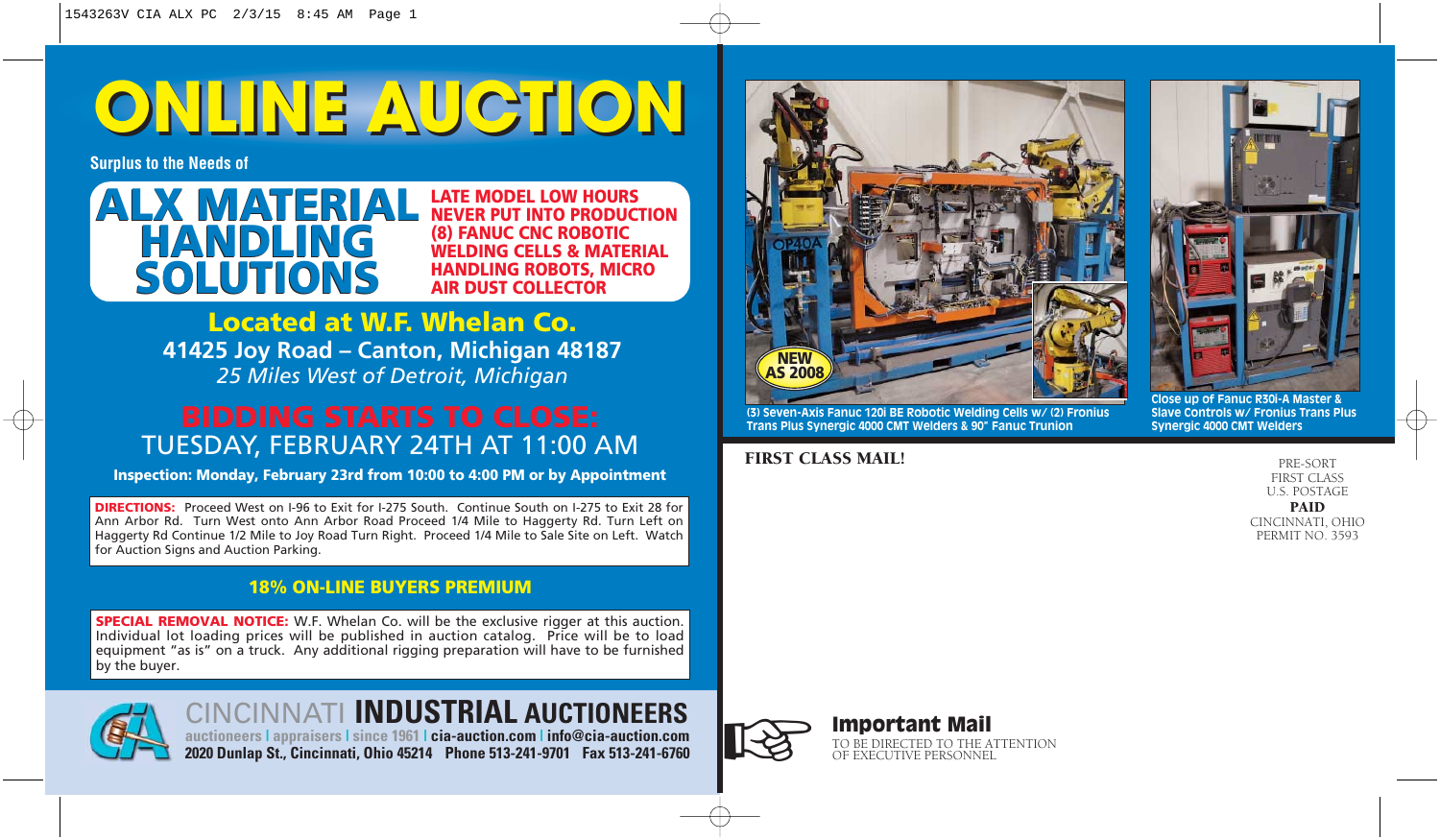# ONLINE AUCTION

Surplus to the Needs of

## ALX MATERIAL HANDLING SOLUTIONS

**LATE MODEL LOW HOURS NEVER PUT INTO PRODUCTION (8) FANUC CNC ROBOTIC WELDING CELLS & MATERIAL HANDLING ROBOTS, MICRO AIR DUST COLLECTOR**

**Located at W.F. Whelan Co.**

**41425 Joy Road – Canton, Michigan 48187**

*25 Miles West of Detroit, Michigan*

**BIDDING STARTS TO CLOSE:**

TUESDAY, FEBRUARY 24TH AT 11:00 AM

**Inspection: Monday, February 23rd from 10:00 to 4:00 PM or by Appointment**

**DIRECTIONS:** Proceed West on I-96 to Exit for I-275 South. Continue South on I-275 to Exit 28 for Ann Arbor Rd. Turn West onto Ann Arbor Road Proceed 1/4 Mile to Haggerty Rd. Turn Left on Haggerty Rd Continue 1/2 Mile to Joy Road Turn Right. Proceed 1/4 Mile to Sale Site on Left. Watch for Auction Signs and Auction Parking.

**18% ON-LINE BUYERS PREMIUM**

**SPECIAL REMOVAL NOTICE:** W.F. Whelan Co. will be the exclusive rigger at this auction. Individual lot loading prices will be published in auction catalog. Price will be to load equipment "as is" on a truck. Any additional rigging preparation will have to be furnished by the buyer.

CINCINNATI **INDUSTRIAL AUCTIONEERS**

auctioneers | appraisers | since 1961 | **cia-auction.com** | **info@cia-auction.com**

**2020 Dunlap St., Cincinnati, Ohio 45214 Phone 513-241-9701 Fax 513-241-6760**

NEW AS 2008

(3) Seven-Axis Fanuc 120i BE Robotic Welding Cells w/ (2) Fronius Trans Plus Synergic 4000 CMT Welders & 90" Fanuc Trunion

Close up of Fanuc R30i-A Master & Slave Controls w/ Fronius Trans Plus Synergic 4000 CMT Welders

**FIRST CLASS MAIL!**

PRE-SORT
FIRST CLASS
U.S. POSTAGE
**PAID**
CINCINNATI, OHIO
PERMIT NO. 3593

**Important Mail**

TO BE DIRECTED TO THE ATTENTION OF EXECUTIVE PERSONNEL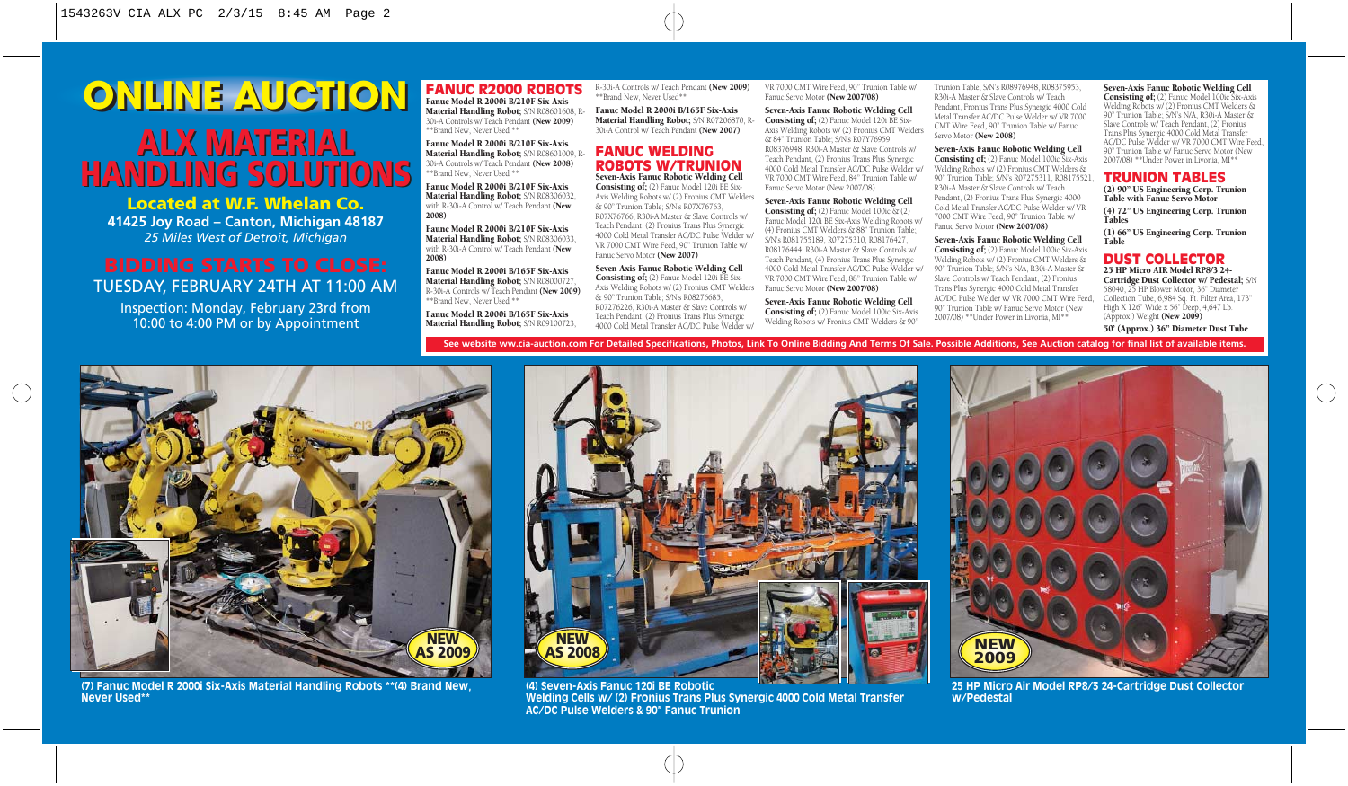# ONLINE AUCTION

## ALX MATERIAL HANDLING SOLUTIONS

**Located at W.F. Whelan Co.**

**41425 Joy Road – Canton, Michigan 48187**

*25 Miles West of Detroit, Michigan*

**BIDDING STARTS TO CLOSE:**

TUESDAY, FEBRUARY 24TH AT 11:00 AM

Inspection: Monday, February 23rd from 10:00 to 4:00 PM or by Appointment

## FANUC R2000 ROBOTS

**Fanuc Model R 2000i B/210F Six-Axis Material Handling Robot;** S/N R08601608, R-30i-A Controls w/ Teach Pendant **(New 2009)** **Brand New, Never Used **

**Fanuc Model R 2000i B/210F Six-Axis Material Handling Robot;** S/N R08601009, R-30i-A Controls w/ Teach Pendant **(New 2008)** **Brand New, Never Used **

**Fanuc Model R 2000i B/210F Six-Axis Material Handling Robot;** S/N R08306032, with R-30i-A Control w/ Teach Pendant **(New 2008)**

**Fanuc Model R 2000i B/210F Six-Axis Material Handling Robot;** S/N R08306033, with R-30i-A Control w/ Teach Pendant **(New 2008)**

**Fanuc Model R 2000i B/165F Six-Axis Material Handling Robot;** S/N R08000727, R-30i-A Controls w/ Teach Pendant **(New 2009)** **Brand New, Never Used **

**Fanuc Model R 2000i B/165F Six-Axis Material Handling Robot;** S/N R09100723, R-30i-A Controls w/ Teach Pendant **(New 2009)** **Brand New, Never Used**

**Fanuc Model R 2000i B/165F Six-Axis Material Handling Robot;** S/N R07206870, R-30i-A Control w/ Teach Pendant **(New 2007)**

## FANUC WELDING ROBOTS W/TRUNION

**Seven-Axis Fanuc Robotic Welding Cell Consisting of;** (2) Fanuc Model 120i BE Six-Axis Welding Robots w/ (2) Fronius CMT Welders & 90" Trunion Table; S/N's R07X76763, R07X76766, R30i-A Master & Slave Controls w/ Teach Pendant, (2) Fronius Trans Plus Synergic 4000 Cold Metal Transfer AC/DC Pulse Welder w/ VR 7000 CMT Wire Feed, 90" Trunion Table w/ Fanuc Servo Motor **(New 2007)**

**Seven-Axis Fanuc Robotic Welding Cell Consisting of;** (2) Fanuc Model 120i BE Six-Axis Welding Robots w/ (2) Fronius CMT Welders & 90" Trunion Table; S/N's R08276685, R07276226, R30i-A Master & Slave Controls w/ Teach Pendant, (2) Fronius Trans Plus Synergic 4000 Cold Metal Transfer AC/DC Pulse Welder w/ VR 7000 CMT Wire Feed, 90" Trunion Table w/ Fanuc Servo Motor **(New 2007/08)**

**Seven-Axis Fanuc Robotic Welding Cell Consisting of;** (2) Fanuc Model 120i BE Six-Axis Welding Robots w/ (2) Fronius CMT Welders & 84" Trunion Table; S/N's R07Y76959, R08376948, R30i-A Master & Slave Controls w/ Teach Pendant, (2) Fronius Trans Plus Synergic 4000 Cold Metal Transfer AC/DC Pulse Welder w/ VR 7000 CMT Wire Feed, 84" Trunion Table w/ Fanuc Servo Motor (New 2007/08)

**Seven-Axis Fanuc Robotic Welding Cell Consisting of;** (2) Fanuc Model 100ic & (2) Fanuc Model 120i BE Six-Axis Welding Robots w/ (4) Fronius CMT Welders & 88" Trunion Table; S/N's R081755189, R07275310, R08176427, R08176444, R30i-A Master & Slave Controls w/ Teach Pendant, (4) Fronius Trans Plus Synergic 4000 Cold Metal Transfer AC/DC Pulse Welder w/ VR 7000 CMT Wire Feed, 88" Trunion Table w/ Fanuc Servo Motor **(New 2007/08)**

**Seven-Axis Fanuc Robotic Welding Cell Consisting of;** (2) Fanuc Model 100ic Six-Axis Welding Robots w/ Fronius CMT Welders & 90" Trunion Table; S/N's R08976948, R08375953, R30i-A Master & Slave Controls w/ Teach Pendant, Fronius Trans Plus Synergic 4000 Cold Metal Transfer AC/DC Pulse Welder w/ VR 7000 CMT Wire Feed, 90" Trunion Table w/ Fanuc Servo Motor **(New 2008)**

**Seven-Axis Fanuc Robotic Welding Cell Consisting of;** (2) Fanuc Model 100ic Six-Axis Welding Robots w/ (2) Fronius CMT Welders & 90" Trunion Table, S/N's R07275311, R08175521, R30i-A Master & Slave Controls w/ Teach Pendant, (2) Fronius Trans Plus Synergic 4000 Cold Metal Transfer AC/DC Pulse Welder w/ VR 7000 CMT Wire Feed, 90" Trunion Table w/ Fanuc Servo Motor **(New 2007/08)**

**Seven-Axis Fanuc Robotic Welding Cell Consisting of;** (2) Fanuc Model 100ic Six-Axis Welding Robots w/ (2) Fronius CMT Welders & 90" Trunion Table; S/N's N/A, R30i-A Master & Slave Controls w/ Teach Pendant, (2) Fronius Trans Plus Synergic 4000 Cold Metal Transfer AC/DC Pulse Welder w/ VR 7000 CMT Wire Feed, 90" Trunion Table w/ Fanuc Servo Motor (New 2007/08) **Under Power in Livonia, MI**

**Seven-Axis Fanuc Robotic Welding Cell Consisting of;** (2) Fanuc Model 100ic Six-Axis Welding Robots w/ (2) Fronius CMT Welders & 90" Trunion Table; S/N's N/A, R30i-A Master & Slave Controls w/ Teach Pendant, (2) Fronius Trans Plus Synergic 4000 Cold Metal Transfer AC/DC Pulse Welder w/ VR 7000 CMT Wire Feed, 90" Trunion Table w/ Fanuc Servo Motor (New 2007/08) **Under Power in Livonia, MI**

## TRUNION TABLES

**(2) 90" US Engineering Corp. Trunion Table with Fanuc Servo Motor**

**(4) 72" US Engineering Corp. Trunion Tables**

**(1) 66" US Engineering Corp. Trunion Table**

## DUST COLLECTOR

**25 HP Micro AIR Model RP8/3 24-Cartridge Dust Collector w/ Pedestal;** S/N 58040, 25 HP Blower Motor, 36" Diameter Collection Tube, 6,984 Sq. Ft. Filter Area, 173" High X 126" Wide x 56" Deep, 4,647 Lb. (Approx.) Weight **(New 2009)**

**50' (Approx.) 36" Diameter Dust Tube**

**See website ww.cia-auction.com For Detailed Specifications, Photos, Link To Online Bidding And Terms Of Sale. Possible Additions, See Auction catalog for final list of available items.**

NEW AS 2009

**(7) Fanuc Model R 2000i Six-Axis Material Handling Robots **(4) Brand New, Never Used****

NEW AS 2008

**(4) Seven-Axis Fanuc 120i BE Robotic Welding Cells w/ (2) Fronius Trans Plus Synergic 4000 Cold Metal Transfer AC/DC Pulse Welders & 90" Fanuc Trunion**

NEW 2009

**25 HP Micro Air Model RP8/3 24-Cartridge Dust Collector w/Pedestal**